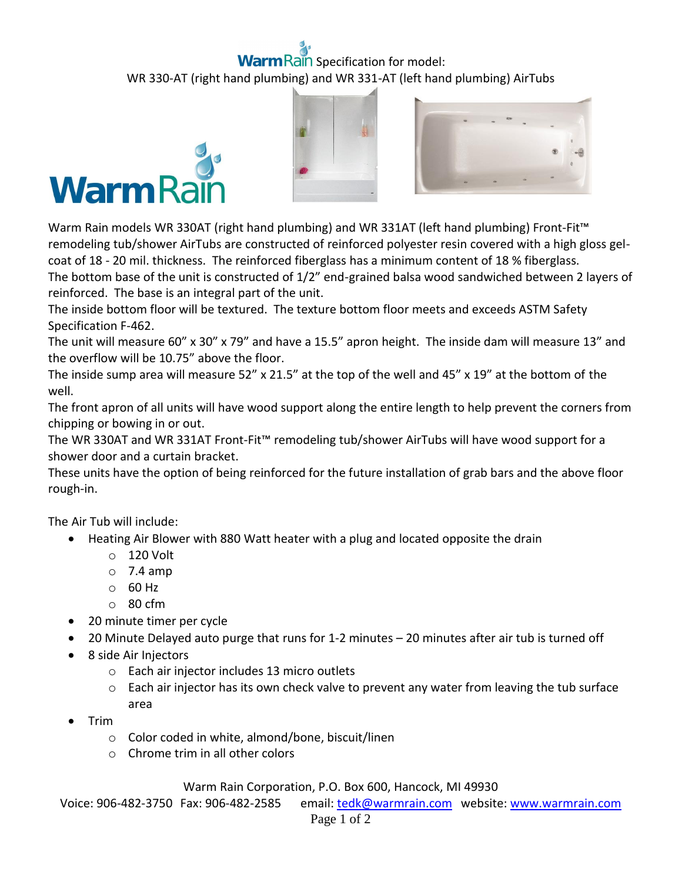# WarmRain Specification for model:

WR 330-AT (right hand plumbing) and WR 331-AT (left hand plumbing) AirTubs

WarmRain

Warm Rain models WR 330AT (right hand plumbing) and WR 331AT (left hand plumbing) Front-Fit™ remodeling tub/shower AirTubs are constructed of reinforced polyester resin covered with a high gloss gel-coat of 18 - 20 mil. thickness. The reinforced fiberglass has a minimum content of 18 % fiberglass.

The bottom base of the unit is constructed of 1/2" end-grained balsa wood sandwiched between 2 layers of reinforced. The base is an integral part of the unit.

The inside bottom floor will be textured. The texture bottom floor meets and exceeds ASTM Safety Specification F-462.

The unit will measure 60" x 30" x 79" and have a 15.5" apron height. The inside dam will measure 13" and the overflow will be 10.75" above the floor.

The inside sump area will measure 52" x 21.5" at the top of the well and 45" x 19" at the bottom of the well.

The front apron of all units will have wood support along the entire length to help prevent the corners from chipping or bowing in or out.

The WR 330AT and WR 331AT Front-Fit™ remodeling tub/shower AirTubs will have wood support for a shower door and a curtain bracket.

These units have the option of being reinforced for the future installation of grab bars and the above floor rough-in.

The Air Tub will include:

- Heating Air Blower with 880 Watt heater with a plug and located opposite the drain
  - 120 Volt
  - 7.4 amp
  - 60 Hz
  - 80 cfm
- 20 minute timer per cycle
- 20 Minute Delayed auto purge that runs for 1-2 minutes – 20 minutes after air tub is turned off
- 8 side Air Injectors
  - Each air injector includes 13 micro outlets
  - Each air injector has its own check valve to prevent any water from leaving the tub surface area
- Trim
  - Color coded in white, almond/bone, biscuit/linen
  - Chrome trim in all other colors

Warm Rain Corporation, P.O. Box 600, Hancock, MI 49930

Voice: 906-482-3750 Fax: 906-482-2585 email: tedk@warmrain.com website: www.warmrain.com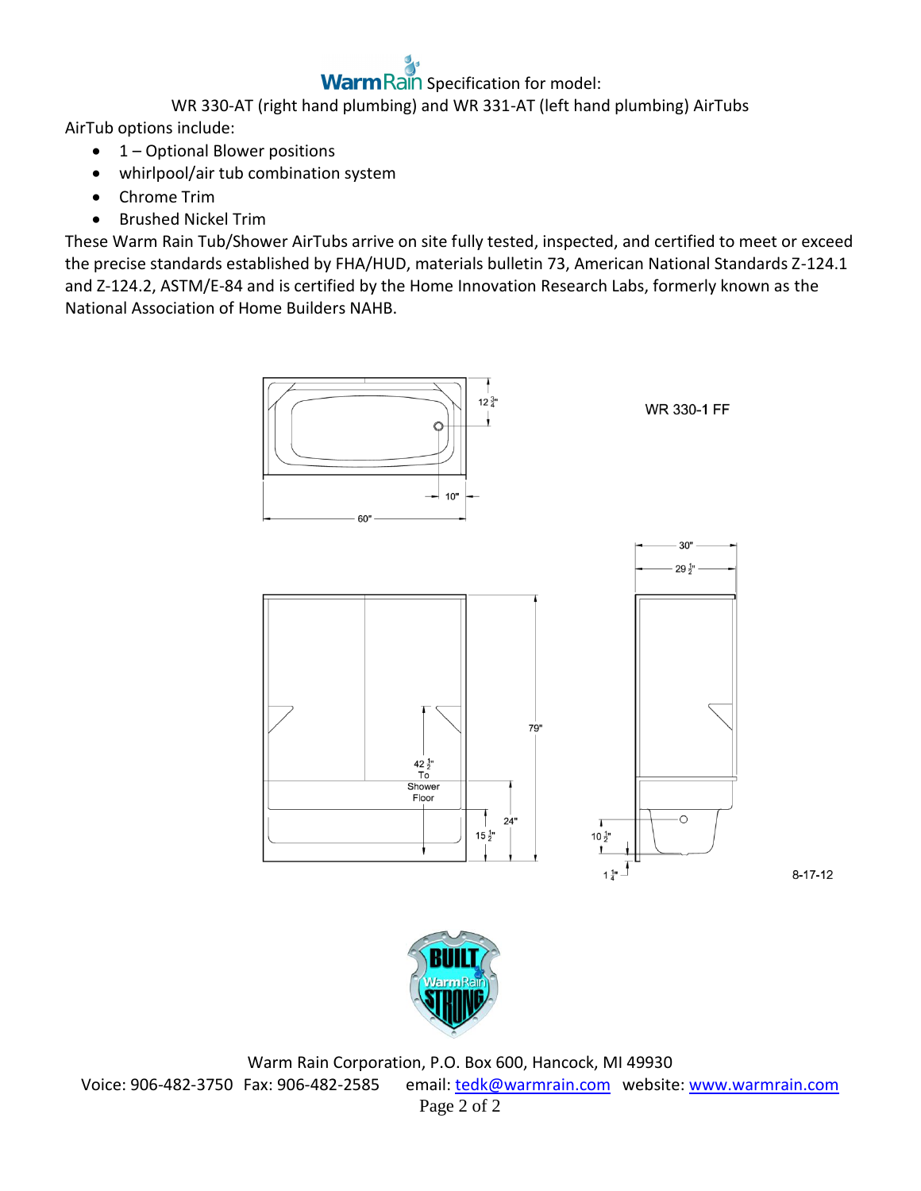# WarmRain Specification for model:

WR 330-AT (right hand plumbing) and WR 331-AT (left hand plumbing) AirTubs

AirTub options include:

- 1 – Optional Blower positions
- whirlpool/air tub combination system
- Chrome Trim
- Brushed Nickel Trim

These Warm Rain Tub/Shower AirTubs arrive on site fully tested, inspected, and certified to meet or exceed the precise standards established by FHA/HUD, materials bulletin 73, American National Standards Z-124.1 and Z-124.2, ASTM/E-84 and is certified by the Home Innovation Research Labs, formerly known as the National Association of Home Builders NAHB.

WR 330-1 FF

12 3/4"

10"

60"

30"

29 1/2"

79"

42 1/2" To Shower Floor

24"

15 1/2"

10 1/2"

1 1/4"

8-17-12

Warm Rain Corporation, P.O. Box 600, Hancock, MI 49930

Voice: 906-482-3750 Fax: 906-482-2585 email: tedk@warmrain.com website: www.warmrain.com